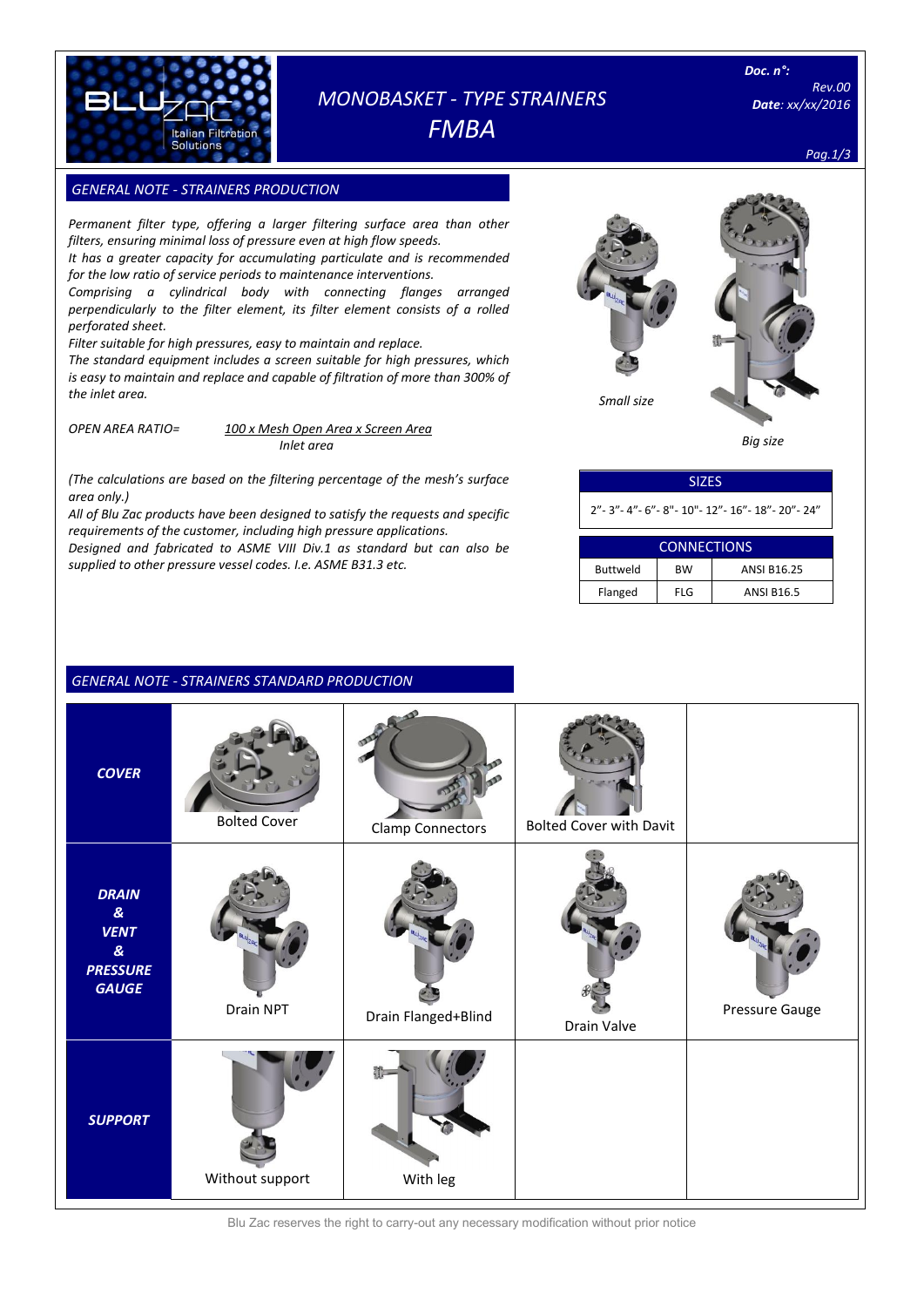# MONOBASKET - TYPE STRAINERS

# FMBA

**Doc. n°:**
*Rev.00*
***Date**: xx/xx/2016*

## *GENERAL NOTE - STRAINERS PRODUCTION*

*Permanent filter type, offering a larger filtering surface area than other filters, ensuring minimal loss of pressure even at high flow speeds.*
*It has a greater capacity for accumulating particulate and is recommended for the low ratio of service periods to maintenance interventions.*
*Comprising a cylindrical body with connecting flanges arranged perpendicularly to the filter element, its filter element consists of a rolled perforated sheet.*
*Filter suitable for high pressures, easy to maintain and replace.*
*The standard equipment includes a screen suitable for high pressures, which is easy to maintain and replace and capable of filtration of more than 300% of the inlet area.*

*OPEN AREA RATIO=* $\dfrac{100 \times \text{Mesh Open Area} \times \text{Screen Area}}{\text{Inlet area}}$

*(The calculations are based on the filtering percentage of the mesh's surface area only.)*
*All of Blu Zac products have been designed to satisfy the requests and specific requirements of the customer, including high pressure applications.*
*Designed and fabricated to ASME VIII Div.1 as standard but can also be supplied to other pressure vessel codes. I.e. ASME B31.3 etc.*

*Small size*

*Big size*

| SIZES |
|---|
| 2"- 3"- 4"- 6"- 8"- 10"- 12"- 16"- 18"- 20"- 24" |

| CONNECTIONS | | |
|---|---|---|
| Buttweld | BW | ANSI B16.25 |
| Flanged | FLG | ANSI B16.5 |

## *GENERAL NOTE - STRAINERS STANDARD PRODUCTION*

| | | | | |
|---|---|---|---|---|
| ***COVER*** | Bolted Cover | Clamp Connectors | Bolted Cover with Davit | |
| ***DRAIN & VENT & PRESSURE GAUGE*** | Drain NPT | Drain Flanged+Blind | Drain Valve | Pressure Gauge |
| ***SUPPORT*** | Without support | With leg | | |

Blu Zac reserves the right to carry-out any necessary modification without prior notice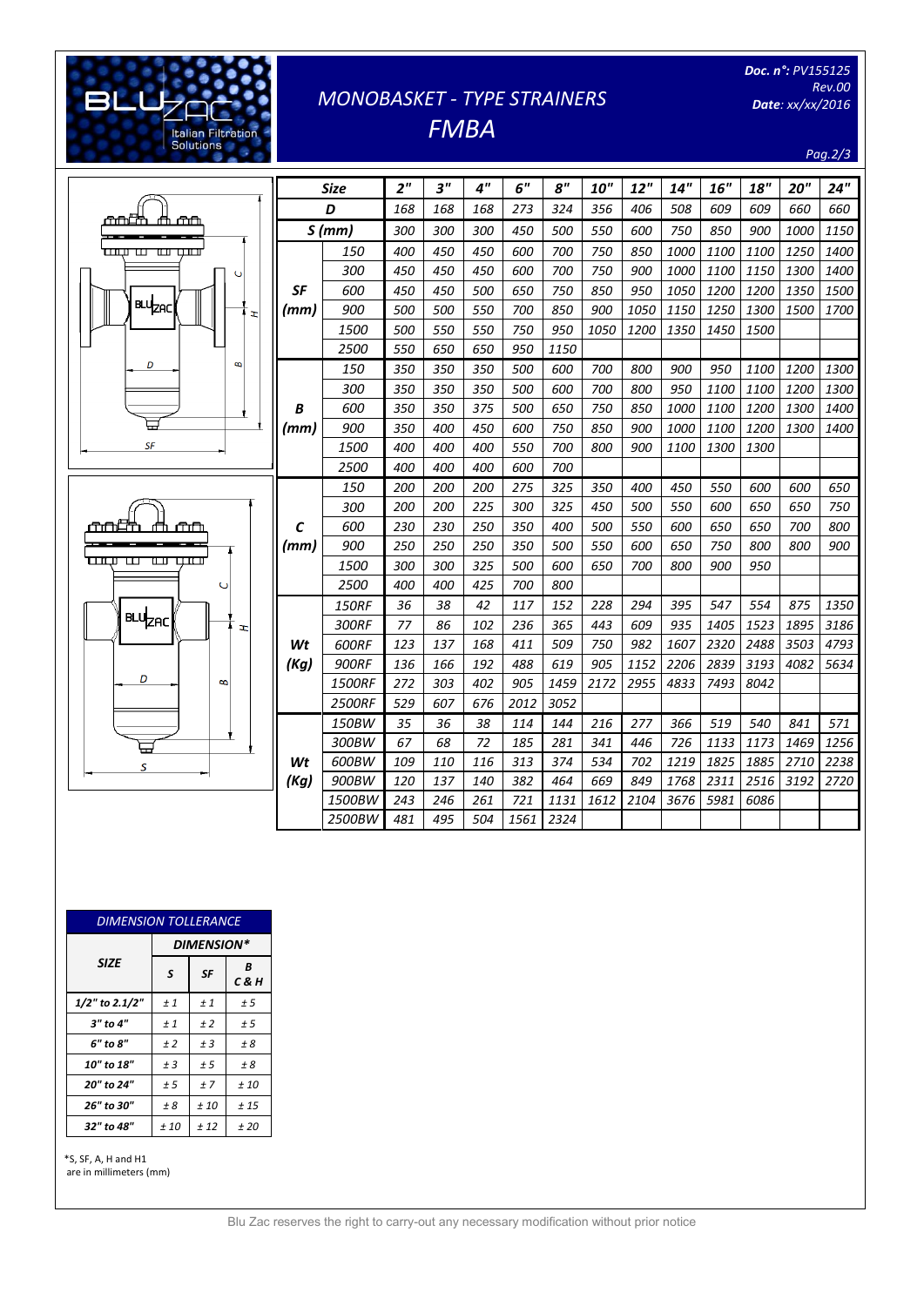# MONOBASKET - TYPE STRAINERS
# FMBA

**Doc. n°:** PV155125
Rev.00
**Date:** xx/xx/2016

| Size | | 2" | 3" | 4" | 6" | 8" | 10" | 12" | 14" | 16" | 18" | 20" | 24" |
|---|---|---|---|---|---|---|---|---|---|---|---|---|---|
| D | | 168 | 168 | 168 | 273 | 324 | 356 | 406 | 508 | 609 | 609 | 660 | 660 |
| S (mm) | | 300 | 300 | 300 | 450 | 500 | 550 | 600 | 750 | 850 | 900 | 1000 | 1150 |
| SF (mm) | 150 | 400 | 450 | 450 | 600 | 700 | 750 | 850 | 1000 | 1100 | 1100 | 1250 | 1400 |
| | 300 | 450 | 450 | 450 | 600 | 700 | 750 | 900 | 1000 | 1100 | 1150 | 1300 | 1400 |
| | 600 | 450 | 450 | 500 | 650 | 750 | 850 | 950 | 1050 | 1200 | 1200 | 1350 | 1500 |
| | 900 | 500 | 500 | 550 | 700 | 850 | 900 | 1050 | 1150 | 1250 | 1300 | 1500 | 1700 |
| | 1500 | 500 | 550 | 550 | 750 | 950 | 1050 | 1200 | 1350 | 1450 | 1500 | | |
| | 2500 | 550 | 650 | 650 | 950 | 1150 | | | | | | | |
| B (mm) | 150 | 350 | 350 | 350 | 500 | 600 | 700 | 800 | 900 | 950 | 1100 | 1200 | 1300 |
| | 300 | 350 | 350 | 350 | 500 | 600 | 700 | 800 | 950 | 1100 | 1100 | 1200 | 1300 |
| | 600 | 350 | 350 | 375 | 500 | 650 | 750 | 850 | 1000 | 1100 | 1200 | 1300 | 1400 |
| | 900 | 350 | 400 | 450 | 600 | 750 | 850 | 900 | 1000 | 1100 | 1200 | 1300 | 1400 |
| | 1500 | 400 | 400 | 400 | 550 | 700 | 800 | 900 | 1100 | 1300 | 1300 | | |
| | 2500 | 400 | 400 | 400 | 600 | 700 | | | | | | | |
| C (mm) | 150 | 200 | 200 | 200 | 275 | 325 | 350 | 400 | 450 | 550 | 600 | 600 | 650 |
| | 300 | 200 | 200 | 225 | 300 | 325 | 450 | 500 | 550 | 600 | 650 | 650 | 750 |
| | 600 | 230 | 230 | 250 | 350 | 400 | 500 | 550 | 600 | 650 | 650 | 700 | 800 |
| | 900 | 250 | 250 | 250 | 350 | 500 | 550 | 600 | 650 | 750 | 800 | 800 | 900 |
| | 1500 | 300 | 300 | 325 | 500 | 600 | 650 | 700 | 800 | 900 | 950 | | |
| | 2500 | 400 | 400 | 425 | 700 | 800 | | | | | | | |
| Wt (Kg) | 150RF | 36 | 38 | 42 | 117 | 152 | 228 | 294 | 395 | 547 | 554 | 875 | 1350 |
| | 300RF | 77 | 86 | 102 | 236 | 365 | 443 | 609 | 935 | 1405 | 1523 | 1895 | 3186 |
| | 600RF | 123 | 137 | 168 | 411 | 509 | 750 | 982 | 1607 | 2320 | 2488 | 3503 | 4793 |
| | 900RF | 136 | 166 | 192 | 488 | 619 | 905 | 1152 | 2206 | 2839 | 3193 | 4082 | 5634 |
| | 1500RF | 272 | 303 | 402 | 905 | 1459 | 2172 | 2955 | 4833 | 7493 | 8042 | | |
| | 2500RF | 529 | 607 | 676 | 2012 | 3052 | | | | | | | |
| Wt (Kg) | 150BW | 35 | 36 | 38 | 114 | 144 | 216 | 277 | 366 | 519 | 540 | 841 | 571 |
| | 300BW | 67 | 68 | 72 | 185 | 281 | 341 | 446 | 726 | 1133 | 1173 | 1469 | 1256 |
| | 600BW | 109 | 110 | 116 | 313 | 374 | 534 | 702 | 1219 | 1825 | 1885 | 2710 | 2238 |
| | 900BW | 120 | 137 | 140 | 382 | 464 | 669 | 849 | 1768 | 2311 | 2516 | 3192 | 2720 |
| | 1500BW | 243 | 246 | 261 | 721 | 1131 | 1612 | 2104 | 3676 | 5981 | 6086 | | |
| | 2500BW | 481 | 495 | 504 | 1561 | 2324 | | | | | | | |

**DIMENSION TOLLERANCE**

| SIZE | DIMENSION* | | |
|---|---|---|---|
| | S | SF | B C & H |
| 1/2" to 2.1/2" | ± 1 | ± 1 | ± 5 |
| 3" to 4" | ± 1 | ± 2 | ± 5 |
| 6" to 8" | ± 2 | ± 3 | ± 8 |
| 10" to 18" | ± 3 | ± 5 | ± 8 |
| 20" to 24" | ± 5 | ± 7 | ± 10 |
| 26" to 30" | ± 8 | ± 10 | ± 15 |
| 32" to 48" | ± 10 | ± 12 | ± 20 |

*S, SF, A, H and H1 are in millimeters (mm)

Blu Zac reserves the right to carry-out any necessary modification without prior notice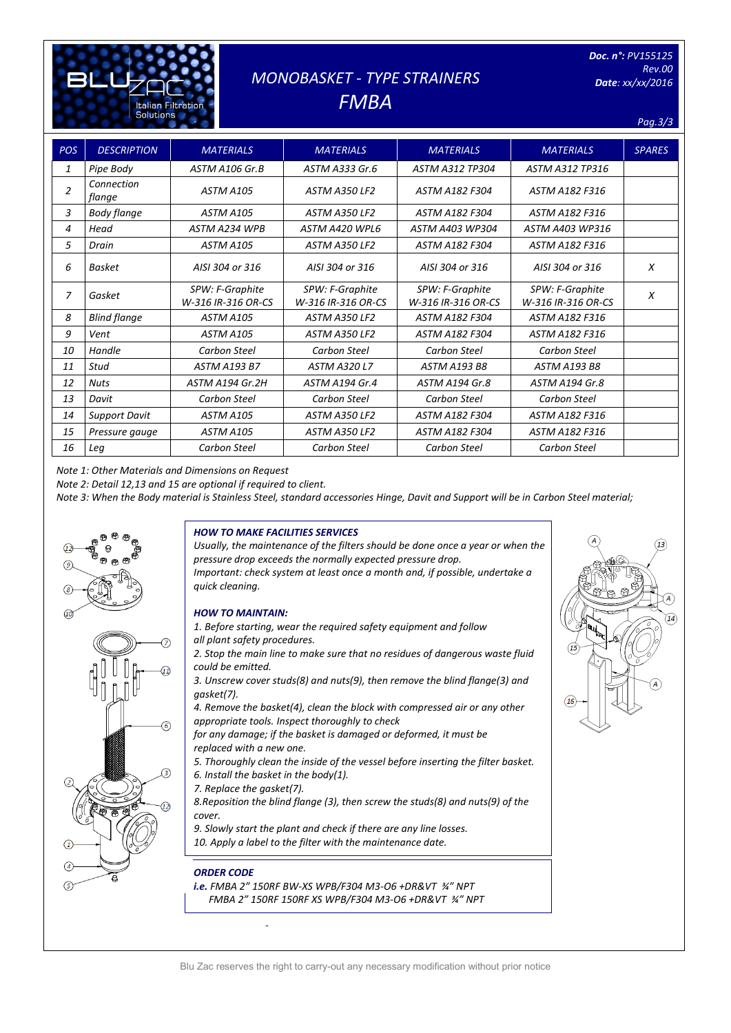# MONOBASKET - TYPE STRAINERS FMBA

*Doc. n°: PV155125*
*Rev.00*
*Date: xx/xx/2016*

| POS | DESCRIPTION | MATERIALS | MATERIALS | MATERIALS | MATERIALS | SPARES |
|---|---|---|---|---|---|---|
| 1 | Pipe Body | ASTM A106 Gr.B | ASTM A333 Gr.6 | ASTM A312 TP304 | ASTM A312 TP316 | |
| 2 | Connection flange | ASTM A105 | ASTM A350 LF2 | ASTM A182 F304 | ASTM A182 F316 | |
| 3 | Body flange | ASTM A105 | ASTM A350 LF2 | ASTM A182 F304 | ASTM A182 F316 | |
| 4 | Head | ASTM A234 WPB | ASTM A420 WPL6 | ASTM A403 WP304 | ASTM A403 WP316 | |
| 5 | Drain | ASTM A105 | ASTM A350 LF2 | ASTM A182 F304 | ASTM A182 F316 | |
| 6 | Basket | AISI 304 or 316 | AISI 304 or 316 | AISI 304 or 316 | AISI 304 or 316 | X |
| 7 | Gasket | SPW: F-Graphite W-316 IR-316 OR-CS | SPW: F-Graphite W-316 IR-316 OR-CS | SPW: F-Graphite W-316 IR-316 OR-CS | SPW: F-Graphite W-316 IR-316 OR-CS | X |
| 8 | Blind flange | ASTM A105 | ASTM A350 LF2 | ASTM A182 F304 | ASTM A182 F316 | |
| 9 | Vent | ASTM A105 | ASTM A350 LF2 | ASTM A182 F304 | ASTM A182 F316 | |
| 10 | Handle | Carbon Steel | Carbon Steel | Carbon Steel | Carbon Steel | |
| 11 | Stud | ASTM A193 B7 | ASTM A320 L7 | ASTM A193 B8 | ASTM A193 B8 | |
| 12 | Nuts | ASTM A194 Gr.2H | ASTM A194 Gr.4 | ASTM A194 Gr.8 | ASTM A194 Gr.8 | |
| 13 | Davit | Carbon Steel | Carbon Steel | Carbon Steel | Carbon Steel | |
| 14 | Support Davit | ASTM A105 | ASTM A350 LF2 | ASTM A182 F304 | ASTM A182 F316 | |
| 15 | Pressure gauge | ASTM A105 | ASTM A350 LF2 | ASTM A182 F304 | ASTM A182 F316 | |
| 16 | Leg | Carbon Steel | Carbon Steel | Carbon Steel | Carbon Steel | |

*Note 1: Other Materials and Dimensions on Request*
*Note 2: Detail 12,13 and 15 are optional if required to client.*
*Note 3: When the Body material is Stainless Steel, standard accessories Hinge, Davit and Support will be in Carbon Steel material;*

## HOW TO MAKE FACILITIES SERVICES

*Usually, the maintenance of the filters should be done once a year or when the pressure drop exceeds the normally expected pressure drop.*
*Important: check system at least once a month and, if possible, undertake a quick cleaning.*

## HOW TO MAINTAIN:

1. Before starting, wear the required safety equipment and follow all plant safety procedures.
2. Stop the main line to make sure that no residues of dangerous waste fluid could be emitted.
3. Unscrew cover studs(8) and nuts(9), then remove the blind flange(3) and gasket(7).
4. Remove the basket(4), clean the block with compressed air or any other appropriate tools. Inspect thoroughly to check for any damage; if the basket is damaged or deformed, it must be replaced with a new one.
5. Thoroughly clean the inside of the vessel before inserting the filter basket.
6. Install the basket in the body(1).
7. Replace the gasket(7).
8. Reposition the blind flange (3), then screw the studs(8) and nuts(9) of the cover.
9. Slowly start the plant and check if there are any line losses.
10. Apply a label to the filter with the maintenance date.

## ORDER CODE

***i.e.*** *FMBA 2" 150RF BW-XS WPB/F304 M3-O6 +DR&VT ¾" NPT*
*FMBA 2" 150RF 150RF XS WPB/F304 M3-O6 +DR&VT ¾" NPT*

Blu Zac reserves the right to carry-out any necessary modification without prior notice